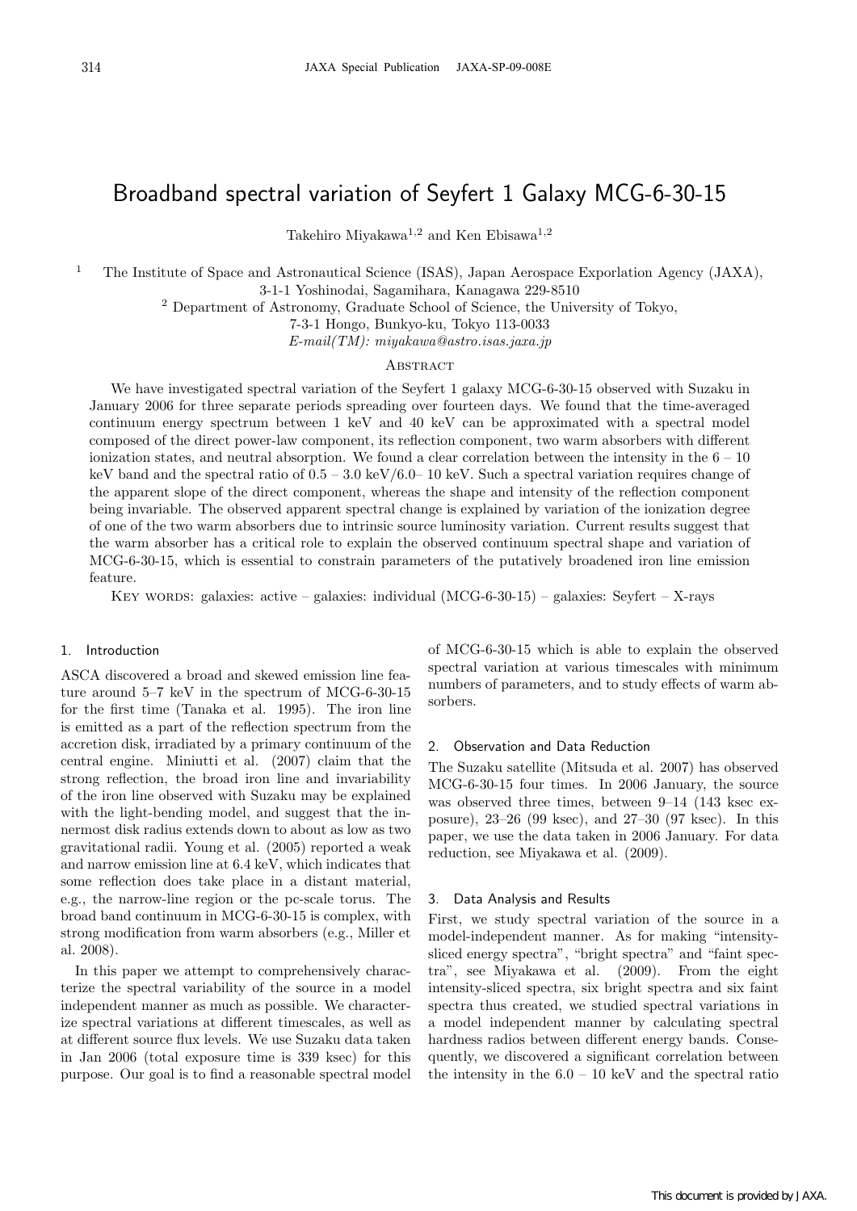# Broadband spectral variation of Seyfert 1 Galaxy MCG-6-30-15

Takehiro Miyakawa[1,2] and Ken Ebisawa[1,2]

[1] The Institute of Space and Astronautical Science (ISAS), Japan Aerospace Exporlation Agency (JAXA), 3-1-1 Yoshinodai, Sagamihara, Kanagawa 229-8510

[2] Department of Astronomy, Graduate School of Science, the University of Tokyo, 7-3-1 Hongo, Bunkyo-ku, Tokyo 113-0033

*E-mail(TM): miyakawa@astro.isas.jaxa.jp*

## Abstract

We have investigated spectral variation of the Seyfert 1 galaxy MCG-6-30-15 observed with Suzaku in January 2006 for three separate periods spreading over fourteen days. We found that the time-averaged continuum energy spectrum between 1 keV and 40 keV can be approximated with a spectral model composed of the direct power-law component, its reflection component, two warm absorbers with different ionization states, and neutral absorption. We found a clear correlation between the intensity in the 6 – 10 keV band and the spectral ratio of 0.5 – 3.0 keV/6.0– 10 keV. Such a spectral variation requires change of the apparent slope of the direct component, whereas the shape and intensity of the reflection component being invariable. The observed apparent spectral change is explained by variation of the ionization degree of one of the two warm absorbers due to intrinsic source luminosity variation. Current results suggest that the warm absorber has a critical role to explain the observed continuum spectral shape and variation of MCG-6-30-15, which is essential to constrain parameters of the putatively broadened iron line emission feature.

Key words: galaxies: active – galaxies: individual (MCG-6-30-15) – galaxies: Seyfert – X-rays

## 1. Introduction

ASCA discovered a broad and skewed emission line feature around 5–7 keV in the spectrum of MCG-6-30-15 for the first time (Tanaka et al. 1995). The iron line is emitted as a part of the reflection spectrum from the accretion disk, irradiated by a primary continuum of the central engine. Miniutti et al. (2007) claim that the strong reflection, the broad iron line and invariability of the iron line observed with Suzaku may be explained with the light-bending model, and suggest that the innermost disk radius extends down to about as low as two gravitational radii. Young et al. (2005) reported a weak and narrow emission line at 6.4 keV, which indicates that some reflection does take place in a distant material, e.g., the narrow-line region or the pc-scale torus. The broad band continuum in MCG-6-30-15 is complex, with strong modification from warm absorbers (e.g., Miller et al. 2008).

In this paper we attempt to comprehensively characterize the spectral variability of the source in a model independent manner as much as possible. We characterize spectral variations at different timescales, as well as at different source flux levels. We use Suzaku data taken in Jan 2006 (total exposure time is 339 ksec) for this purpose. Our goal is to find a reasonable spectral model of MCG-6-30-15 which is able to explain the observed spectral variation at various timescales with minimum numbers of parameters, and to study effects of warm absorbers.

## 2. Observation and Data Reduction

The Suzaku satellite (Mitsuda et al. 2007) has observed MCG-6-30-15 four times. In 2006 January, the source was observed three times, between 9–14 (143 ksec exposure), 23–26 (99 ksec), and 27–30 (97 ksec). In this paper, we use the data taken in 2006 January. For data reduction, see Miyakawa et al. (2009).

## 3. Data Analysis and Results

First, we study spectral variation of the source in a model-independent manner. As for making "intensity-sliced energy spectra", "bright spectra" and "faint spectra", see Miyakawa et al. (2009). From the eight intensity-sliced spectra, six bright spectra and six faint spectra thus created, we studied spectral variations in a model independent manner by calculating spectral hardness radios between different energy bands. Consequently, we discovered a significant correlation between the intensity in the 6.0 – 10 keV and the spectral ratio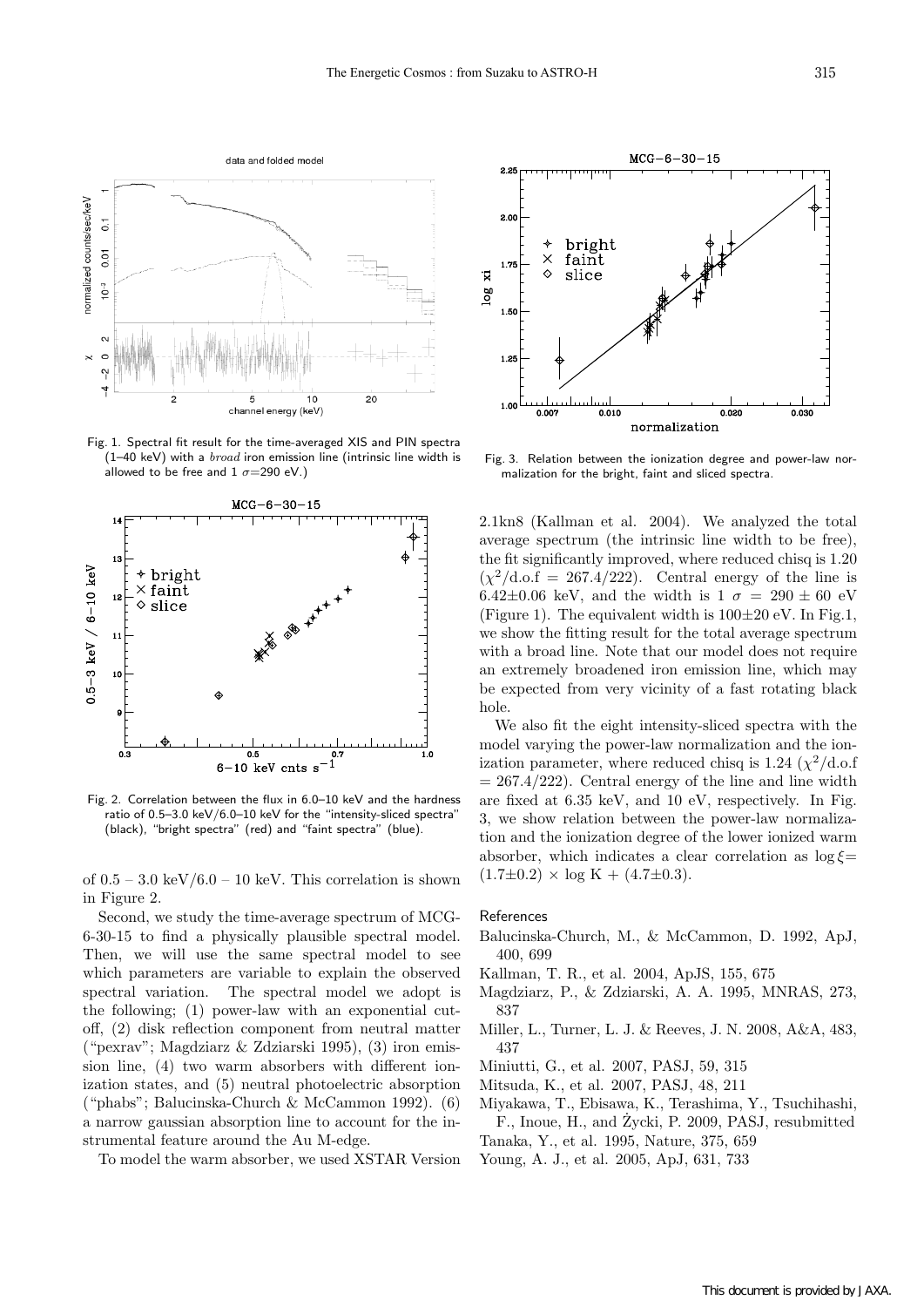data and folded model

normalized counts/sec/keV

1

0.1

0.01

$10^{-3}$

$\chi$

2

0

−2

−4

2

5

10

20

channel energy (keV)

Fig. 1. Spectral fit result for the time-averaged XIS and PIN spectra (1–40 keV) with a *broad* iron emission line (intrinsic line width is allowed to be free and 1 $\sigma$=290 eV.)

MCG−6−30−15

0.5−3 keV / 6−10 keV

14

13

12

11

10

9

bright

faint

slice

0.3

0.5

0.7

1.0

6−10 keV cnts $s^{-1}$

Fig. 2. Correlation between the flux in 6.0–10 keV and the hardness ratio of 0.5–3.0 keV/6.0–10 keV for the "intensity-sliced spectra" (black), "bright spectra" (red) and "faint spectra" (blue).

of 0.5 – 3.0 keV/6.0 – 10 keV. This correlation is shown in Figure 2.

Second, we study the time-average spectrum of MCG-6-30-15 to find a physically plausible spectral model. Then, we will use the same spectral model to see which parameters are variable to explain the observed spectral variation. The spectral model we adopt is the following; (1) power-law with an exponential cutoff, (2) disk reflection component from neutral matter ("pexrav"; Magdziarz & Zdziarski 1995), (3) iron emission line, (4) two warm absorbers with different ionization states, and (5) neutral photoelectric absorption ("phabs"; Balucinska-Church & McCammon 1992). (6) a narrow gaussian absorption line to account for the instrumental feature around the Au M-edge.

To model the warm absorber, we used XSTAR Version

MCG−6−30−15

log xi

2.25

2.00

1.75

1.50

1.25

1.00

bright

faint

slice

0.007

0.010

0.020

0.030

normalization

Fig. 3. Relation between the ionization degree and power-law normalization for the bright, faint and sliced spectra.

2.1kn8 (Kallman et al. 2004). We analyzed the total average spectrum (the intrinsic line width to be free), the fit significantly improved, where reduced chisq is 1.20 ($\chi^2$/d.o.f = 267.4/222). Central energy of the line is 6.42±0.06 keV, and the width is 1 $\sigma$ = 290 ± 60 eV (Figure 1). The equivalent width is 100±20 eV. In Fig.1, we show the fitting result for the total average spectrum with a broad line. Note that our model does not require an extremely broadened iron emission line, which may be expected from very vicinity of a fast rotating black hole.

We also fit the eight intensity-sliced spectra with the model varying the power-law normalization and the ionization parameter, where reduced chisq is 1.24 ($\chi^2$/d.o.f = 267.4/222). Central energy of the line and line width are fixed at 6.35 keV, and 10 eV, respectively. In Fig. 3, we show relation between the power-law normalization and the ionization degree of the lower ionized warm absorber, which indicates a clear correlation as $\log \xi = (1.7\pm0.2) \times \log \mathrm{K} + (4.7\pm0.3)$.

## References

Balucinska-Church, M., & McCammon, D. 1992, ApJ, 400, 699

Kallman, T. R., et al. 2004, ApJS, 155, 675

Magdziarz, P., & Zdziarski, A. A. 1995, MNRAS, 273, 837

Miller, L., Turner, L. J. & Reeves, J. N. 2008, A&A, 483, 437

Miniutti, G., et al. 2007, PASJ, 59, 315

Mitsuda, K., et al. 2007, PASJ, 48, 211

Miyakawa, T., Ebisawa, K., Terashima, Y., Tsuchihashi, F., Inoue, H., and Życki, P. 2009, PASJ, resubmitted

Tanaka, Y., et al. 1995, Nature, 375, 659

Young, A. J., et al. 2005, ApJ, 631, 733

This document is provided by JAXA.